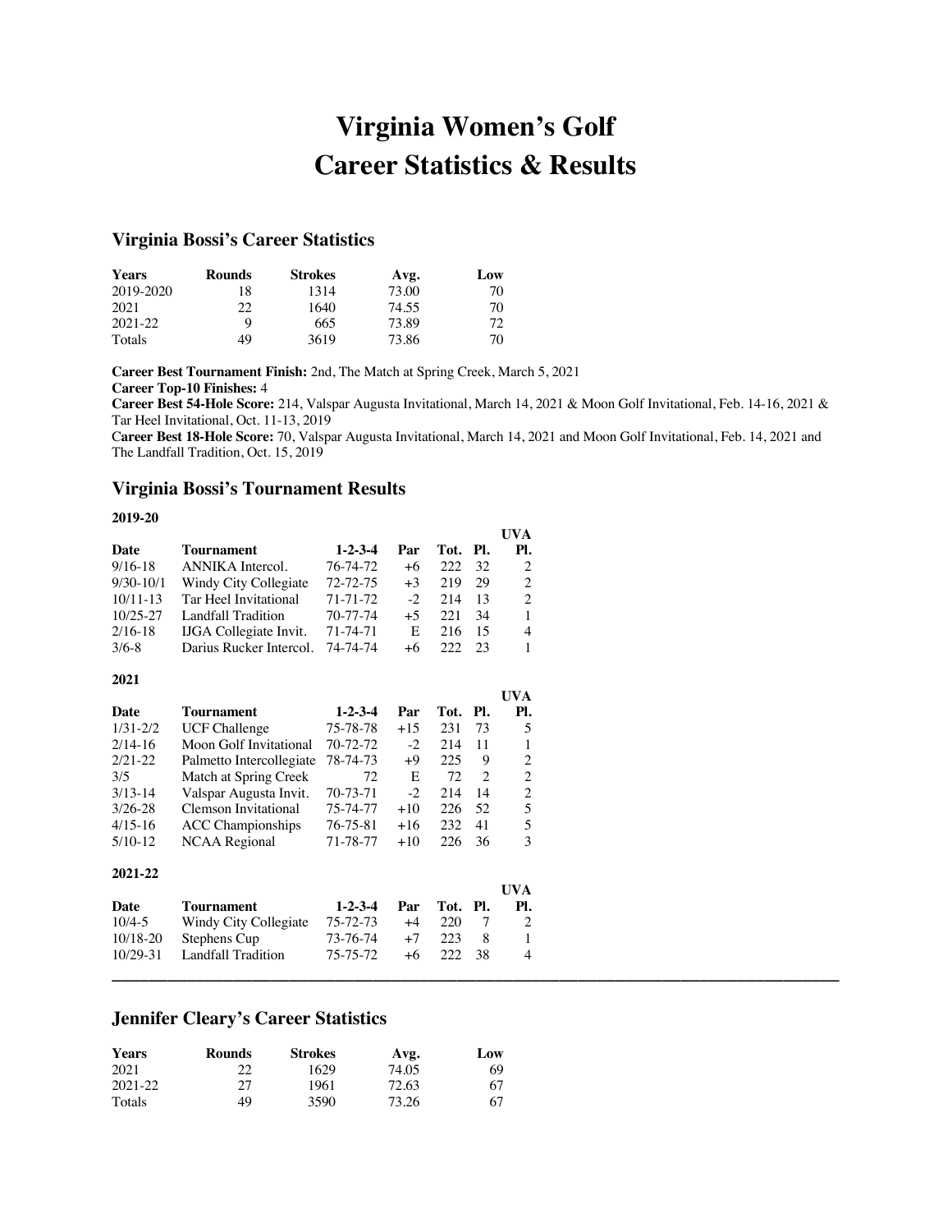# Virginia Women's Golf
# Career Statistics & Results

## Virginia Bossi's Career Statistics

| Years | Rounds | Strokes | Avg. | Low |
|---|---|---|---|---|
| 2019-2020 | 18 | 1314 | 73.00 | 70 |
| 2021 | 22 | 1640 | 74.55 | 70 |
| 2021-22 | 9 | 665 | 73.89 | 72 |
| Totals | 49 | 3619 | 73.86 | 70 |

**Career Best Tournament Finish:** 2nd, The Match at Spring Creek, March 5, 2021
**Career Top-10 Finishes:** 4
**Career Best 54-Hole Score:** 214, Valspar Augusta Invitational, March 14, 2021 & Moon Golf Invitational, Feb. 14-16, 2021 & Tar Heel Invitational, Oct. 11-13, 2019
**Career Best 18-Hole Score:** 70, Valspar Augusta Invitational, March 14, 2021 and Moon Golf Invitational, Feb. 14, 2021 and The Landfall Tradition, Oct. 15, 2019

## Virginia Bossi's Tournament Results

**2019-20**

| Date | Tournament | 1-2-3-4 | Par | Tot. | Pl. | UVA Pl. |
|---|---|---|---|---|---|---|
| 9/16-18 | ANNIKA Intercol. | 76-74-72 | +6 | 222 | 32 | 2 |
| 9/30-10/1 | Windy City Collegiate | 72-72-75 | +3 | 219 | 29 | 2 |
| 10/11-13 | Tar Heel Invitational | 71-71-72 | -2 | 214 | 13 | 2 |
| 10/25-27 | Landfall Tradition | 70-77-74 | +5 | 221 | 34 | 1 |
| 2/16-18 | IJGA Collegiate Invit. | 71-74-71 | E | 216 | 15 | 4 |
| 3/6-8 | Darius Rucker Intercol. | 74-74-74 | +6 | 222 | 23 | 1 |

**2021**

| Date | Tournament | 1-2-3-4 | Par | Tot. | Pl. | UVA Pl. |
|---|---|---|---|---|---|---|
| 1/31-2/2 | UCF Challenge | 75-78-78 | +15 | 231 | 73 | 5 |
| 2/14-16 | Moon Golf Invitational | 70-72-72 | -2 | 214 | 11 | 1 |
| 2/21-22 | Palmetto Intercollegiate | 78-74-73 | +9 | 225 | 9 | 2 |
| 3/5 | Match at Spring Creek | 72 | E | 72 | 2 | 2 |
| 3/13-14 | Valspar Augusta Invit. | 70-73-71 | -2 | 214 | 14 | 2 |
| 3/26-28 | Clemson Invitational | 75-74-77 | +10 | 226 | 52 | 5 |
| 4/15-16 | ACC Championships | 76-75-81 | +16 | 232 | 41 | 5 |
| 5/10-12 | NCAA Regional | 71-78-77 | +10 | 226 | 36 | 3 |

**2021-22**

| Date | Tournament | 1-2-3-4 | Par | Tot. | Pl. | UVA Pl. |
|---|---|---|---|---|---|---|
| 10/4-5 | Windy City Collegiate | 75-72-73 | +4 | 220 | 7 | 2 |
| 10/18-20 | Stephens Cup | 73-76-74 | +7 | 223 | 8 | 1 |
| 10/29-31 | Landfall Tradition | 75-75-72 | +6 | 222 | 38 | 4 |

---

## Jennifer Cleary's Career Statistics

| Years | Rounds | Strokes | Avg. | Low |
|---|---|---|---|---|
| 2021 | 22 | 1629 | 74.05 | 69 |
| 2021-22 | 27 | 1961 | 72.63 | 67 |
| Totals | 49 | 3590 | 73.26 | 67 |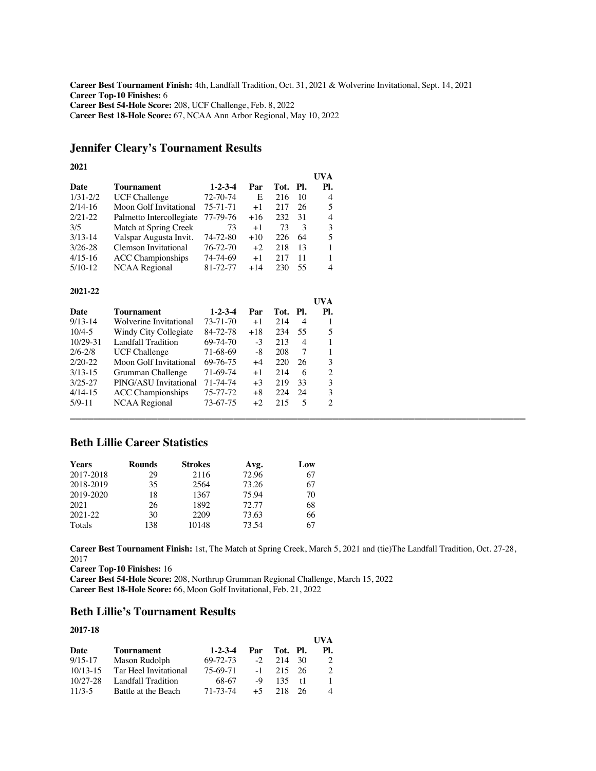**Career Best Tournament Finish:** 4th, Landfall Tradition, Oct. 31, 2021 & Wolverine Invitational, Sept. 14, 2021
**Career Top-10 Finishes:** 6
**Career Best 54-Hole Score:** 208, UCF Challenge, Feb. 8, 2022
**Career Best 18-Hole Score:** 67, NCAA Ann Arbor Regional, May 10, 2022

## Jennifer Cleary's Tournament Results

**2021**

| Date | Tournament | 1-2-3-4 | Par | Tot. | Pl. | UVA Pl. |
|---|---|---|---|---|---|---|
| 1/31-2/2 | UCF Challenge | 72-70-74 | E | 216 | 10 | 4 |
| 2/14-16 | Moon Golf Invitational | 75-71-71 | +1 | 217 | 26 | 5 |
| 2/21-22 | Palmetto Intercollegiate | 77-79-76 | +16 | 232 | 31 | 4 |
| 3/5 | Match at Spring Creek | 73 | +1 | 73 | 3 | 3 |
| 3/13-14 | Valspar Augusta Invit. | 74-72-80 | +10 | 226 | 64 | 5 |
| 3/26-28 | Clemson Invitational | 76-72-70 | +2 | 218 | 13 | 1 |
| 4/15-16 | ACC Championships | 74-74-69 | +1 | 217 | 11 | 1 |
| 5/10-12 | NCAA Regional | 81-72-77 | +14 | 230 | 55 | 4 |

**2021-22**

| Date | Tournament | 1-2-3-4 | Par | Tot. | Pl. | UVA Pl. |
|---|---|---|---|---|---|---|
| 9/13-14 | Wolverine Invitational | 73-71-70 | +1 | 214 | 4 | 1 |
| 10/4-5 | Windy City Collegiate | 84-72-78 | +18 | 234 | 55 | 5 |
| 10/29-31 | Landfall Tradition | 69-74-70 | -3 | 213 | 4 | 1 |
| 2/6-2/8 | UCF Challenge | 71-68-69 | -8 | 208 | 7 | 1 |
| 2/20-22 | Moon Golf Invitational | 69-76-75 | +4 | 220 | 26 | 3 |
| 3/13-15 | Grumman Challenge | 71-69-74 | +1 | 214 | 6 | 2 |
| 3/25-27 | PING/ASU Invitational | 71-74-74 | +3 | 219 | 33 | 3 |
| 4/14-15 | ACC Championships | 75-77-72 | +8 | 224 | 24 | 3 |
| 5/9-11 | NCAA Regional | 73-67-75 | +2 | 215 | 5 | 2 |

---

## Beth Lillie Career Statistics

| Years | Rounds | Strokes | Avg. | Low |
|---|---|---|---|---|
| 2017-2018 | 29 | 2116 | 72.96 | 67 |
| 2018-2019 | 35 | 2564 | 73.26 | 67 |
| 2019-2020 | 18 | 1367 | 75.94 | 70 |
| 2021 | 26 | 1892 | 72.77 | 68 |
| 2021-22 | 30 | 2209 | 73.63 | 66 |
| Totals | 138 | 10148 | 73.54 | 67 |

**Career Best Tournament Finish:** 1st, The Match at Spring Creek, March 5, 2021 and (tie)The Landfall Tradition, Oct. 27-28, 2017
**Career Top-10 Finishes:** 16
**Career Best 54-Hole Score:** 208, Northrup Grumman Regional Challenge, March 15, 2022
**Career Best 18-Hole Score:** 66, Moon Golf Invitational, Feb. 21, 2022

## Beth Lillie's Tournament Results

**2017-18**

| Date | Tournament | 1-2-3-4 | Par | Tot. | Pl. | UVA Pl. |
|---|---|---|---|---|---|---|
| 9/15-17 | Mason Rudolph | 69-72-73 | -2 | 214 | 30 | 2 |
| 10/13-15 | Tar Heel Invitational | 75-69-71 | -1 | 215 | 26 | 2 |
| 10/27-28 | Landfall Tradition | 68-67 | -9 | 135 | t1 | 1 |
| 11/3-5 | Battle at the Beach | 71-73-74 | +5 | 218 | 26 | 4 |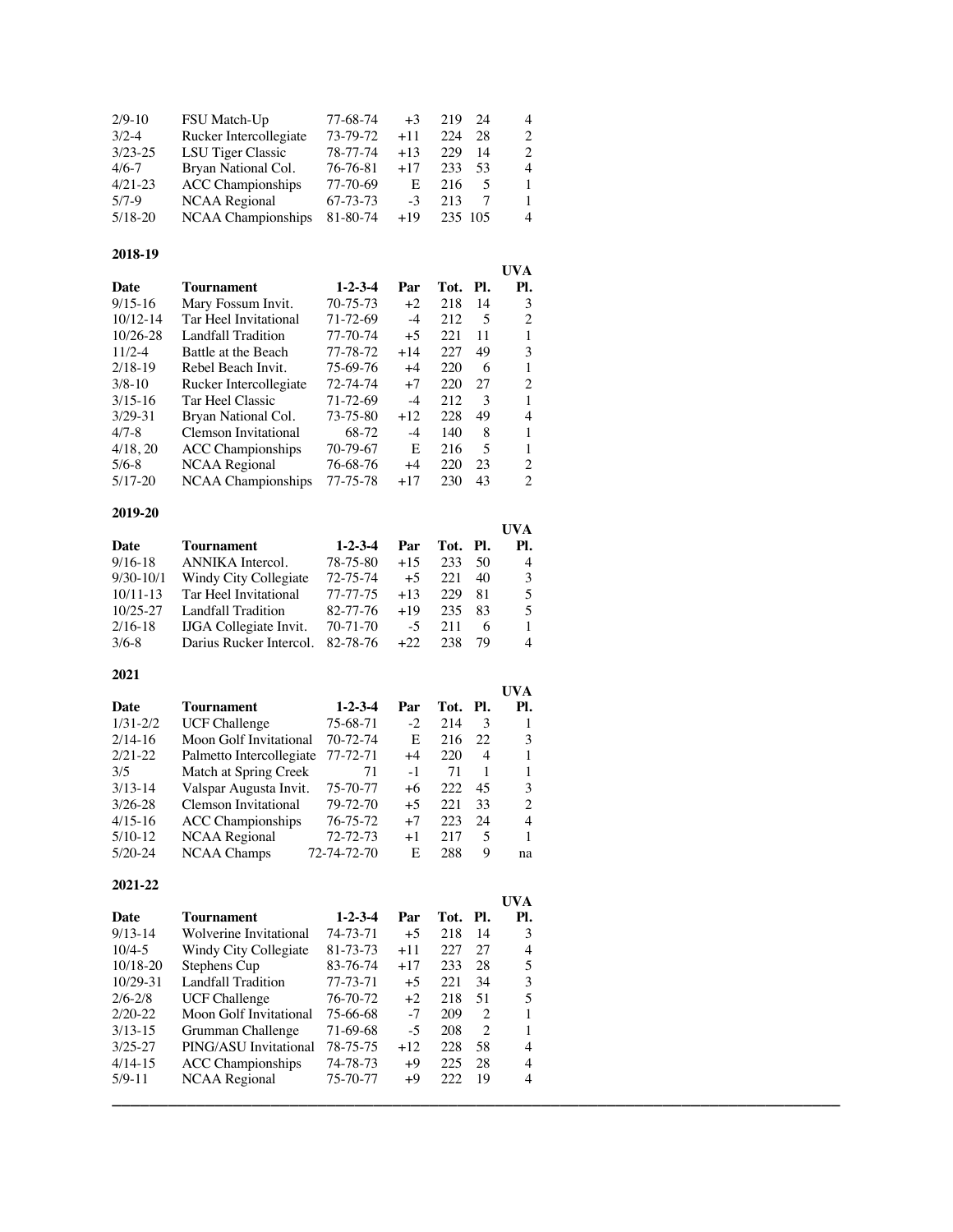| Date | Tournament | 1-2-3-4 | Par | Tot. | Pl. | UVA Pl. |
|---|---|---|---|---|---|---|
| 2/9-10 | FSU Match-Up | 77-68-74 | +3 | 219 | 24 | 4 |
| 3/2-4 | Rucker Intercollegiate | 73-79-72 | +11 | 224 | 28 | 2 |
| 3/23-25 | LSU Tiger Classic | 78-77-74 | +13 | 229 | 14 | 2 |
| 4/6-7 | Bryan National Col. | 76-76-81 | +17 | 233 | 53 | 4 |
| 4/21-23 | ACC Championships | 77-70-69 | E | 216 | 5 | 1 |
| 5/7-9 | NCAA Regional | 67-73-73 | -3 | 213 | 7 | 1 |
| 5/18-20 | NCAA Championships | 81-80-74 | +19 | 235 | 105 | 4 |

**2018-19**

| Date | Tournament | 1-2-3-4 | Par | Tot. | Pl. | UVA Pl. |
|---|---|---|---|---|---|---|
| 9/15-16 | Mary Fossum Invit. | 70-75-73 | +2 | 218 | 14 | 3 |
| 10/12-14 | Tar Heel Invitational | 71-72-69 | -4 | 212 | 5 | 2 |
| 10/26-28 | Landfall Tradition | 77-70-74 | +5 | 221 | 11 | 1 |
| 11/2-4 | Battle at the Beach | 77-78-72 | +14 | 227 | 49 | 3 |
| 2/18-19 | Rebel Beach Invit. | 75-69-76 | +4 | 220 | 6 | 1 |
| 3/8-10 | Rucker Intercollegiate | 72-74-74 | +7 | 220 | 27 | 2 |
| 3/15-16 | Tar Heel Classic | 71-72-69 | -4 | 212 | 3 | 1 |
| 3/29-31 | Bryan National Col. | 73-75-80 | +12 | 228 | 49 | 4 |
| 4/7-8 | Clemson Invitational | 68-72 | -4 | 140 | 8 | 1 |
| 4/18, 20 | ACC Championships | 70-79-67 | E | 216 | 5 | 1 |
| 5/6-8 | NCAA Regional | 76-68-76 | +4 | 220 | 23 | 2 |
| 5/17-20 | NCAA Championships | 77-75-78 | +17 | 230 | 43 | 2 |

**2019-20**

| Date | Tournament | 1-2-3-4 | Par | Tot. | Pl. | UVA Pl. |
|---|---|---|---|---|---|---|
| 9/16-18 | ANNIKA Intercol. | 78-75-80 | +15 | 233 | 50 | 4 |
| 9/30-10/1 | Windy City Collegiate | 72-75-74 | +5 | 221 | 40 | 3 |
| 10/11-13 | Tar Heel Invitational | 77-77-75 | +13 | 229 | 81 | 5 |
| 10/25-27 | Landfall Tradition | 82-77-76 | +19 | 235 | 83 | 5 |
| 2/16-18 | IJGA Collegiate Invit. | 70-71-70 | -5 | 211 | 6 | 1 |
| 3/6-8 | Darius Rucker Intercol. | 82-78-76 | +22 | 238 | 79 | 4 |

**2021**

| Date | Tournament | 1-2-3-4 | Par | Tot. | Pl. | UVA Pl. |
|---|---|---|---|---|---|---|
| 1/31-2/2 | UCF Challenge | 75-68-71 | -2 | 214 | 3 | 1 |
| 2/14-16 | Moon Golf Invitational | 70-72-74 | E | 216 | 22 | 3 |
| 2/21-22 | Palmetto Intercollegiate | 77-72-71 | +4 | 220 | 4 | 1 |
| 3/5 | Match at Spring Creek | 71 | -1 | 71 | 1 | 1 |
| 3/13-14 | Valspar Augusta Invit. | 75-70-77 | +6 | 222 | 45 | 3 |
| 3/26-28 | Clemson Invitational | 79-72-70 | +5 | 221 | 33 | 2 |
| 4/15-16 | ACC Championships | 76-75-72 | +7 | 223 | 24 | 4 |
| 5/10-12 | NCAA Regional | 72-72-73 | +1 | 217 | 5 | 1 |
| 5/20-24 | NCAA Champs | 72-74-72-70 | E | 288 | 9 | na |

**2021-22**

| Date | Tournament | 1-2-3-4 | Par | Tot. | Pl. | UVA Pl. |
|---|---|---|---|---|---|---|
| 9/13-14 | Wolverine Invitational | 74-73-71 | +5 | 218 | 14 | 3 |
| 10/4-5 | Windy City Collegiate | 81-73-73 | +11 | 227 | 27 | 4 |
| 10/18-20 | Stephens Cup | 83-76-74 | +17 | 233 | 28 | 5 |
| 10/29-31 | Landfall Tradition | 77-73-71 | +5 | 221 | 34 | 3 |
| 2/6-2/8 | UCF Challenge | 76-70-72 | +2 | 218 | 51 | 5 |
| 2/20-22 | Moon Golf Invitational | 75-66-68 | -7 | 209 | 2 | 1 |
| 3/13-15 | Grumman Challenge | 71-69-68 | -5 | 208 | 2 | 1 |
| 3/25-27 | PING/ASU Invitational | 78-75-75 | +12 | 228 | 58 | 4 |
| 4/14-15 | ACC Championships | 74-78-73 | +9 | 225 | 28 | 4 |
| 5/9-11 | NCAA Regional | 75-70-77 | +9 | 222 | 19 | 4 |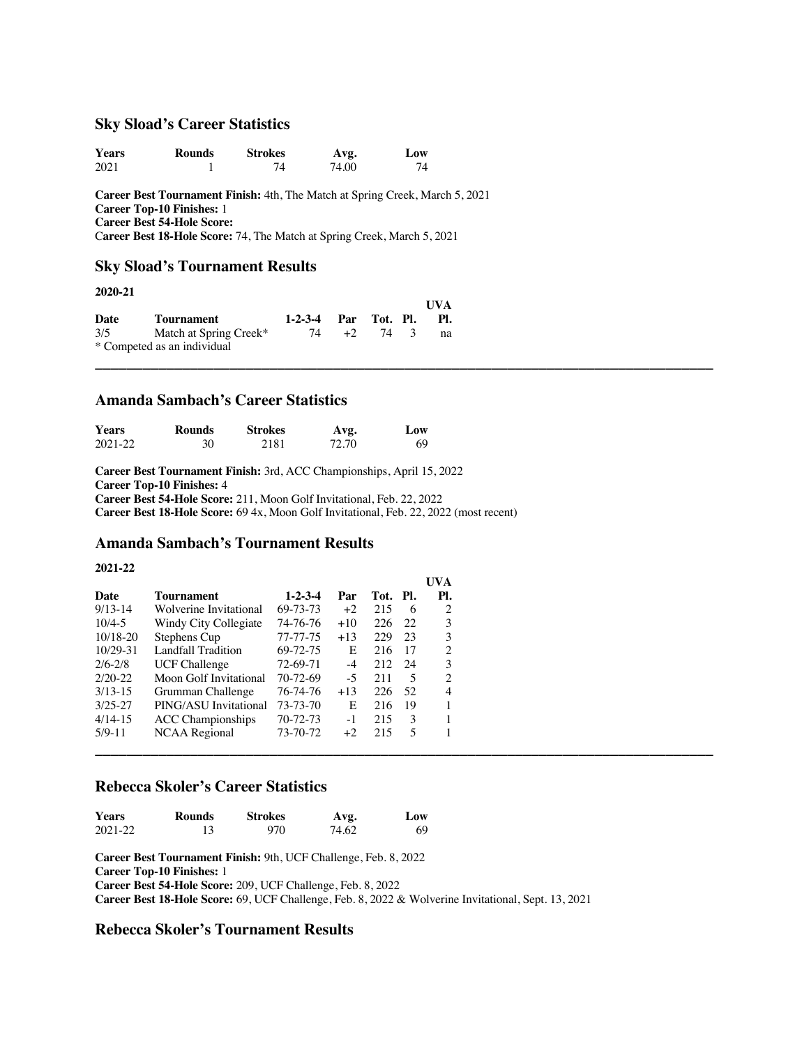## Sky Sload's Career Statistics

| Years | Rounds | Strokes | Avg. | Low |
|---|---|---|---|---|
| 2021 | 1 | 74 | 74.00 | 74 |

**Career Best Tournament Finish:** 4th, The Match at Spring Creek, March 5, 2021
**Career Top-10 Finishes:** 1
**Career Best 54-Hole Score:**
**Career Best 18-Hole Score:** 74, The Match at Spring Creek, March 5, 2021

## Sky Sload's Tournament Results

**2020-21**

| Date | Tournament | 1-2-3-4 | Par | Tot. | Pl. | UVA Pl. |
|---|---|---|---|---|---|---|
| 3/5 | Match at Spring Creek* | 74 | +2 | 74 | 3 | na |

* Competed as an individual

---

## Amanda Sambach's Career Statistics

| Years | Rounds | Strokes | Avg. | Low |
|---|---|---|---|---|
| 2021-22 | 30 | 2181 | 72.70 | 69 |

**Career Best Tournament Finish:** 3rd, ACC Championships, April 15, 2022
**Career Top-10 Finishes:** 4
**Career Best 54-Hole Score:** 211, Moon Golf Invitational, Feb. 22, 2022
**Career Best 18-Hole Score:** 69 4x, Moon Golf Invitational, Feb. 22, 2022 (most recent)

## Amanda Sambach's Tournament Results

**2021-22**

| Date | Tournament | 1-2-3-4 | Par | Tot. | Pl. | UVA Pl. |
|---|---|---|---|---|---|---|
| 9/13-14 | Wolverine Invitational | 69-73-73 | +2 | 215 | 6 | 2 |
| 10/4-5 | Windy City Collegiate | 74-76-76 | +10 | 226 | 22 | 3 |
| 10/18-20 | Stephens Cup | 77-77-75 | +13 | 229 | 23 | 3 |
| 10/29-31 | Landfall Tradition | 69-72-75 | E | 216 | 17 | 2 |
| 2/6-2/8 | UCF Challenge | 72-69-71 | -4 | 212 | 24 | 3 |
| 2/20-22 | Moon Golf Invitational | 70-72-69 | -5 | 211 | 5 | 2 |
| 3/13-15 | Grumman Challenge | 76-74-76 | +13 | 226 | 52 | 4 |
| 3/25-27 | PING/ASU Invitational | 73-73-70 | E | 216 | 19 | 1 |
| 4/14-15 | ACC Championships | 70-72-73 | -1 | 215 | 3 | 1 |
| 5/9-11 | NCAA Regional | 73-70-72 | +2 | 215 | 5 | 1 |

---

## Rebecca Skoler's Career Statistics

| Years | Rounds | Strokes | Avg. | Low |
|---|---|---|---|---|
| 2021-22 | 13 | 970 | 74.62 | 69 |

**Career Best Tournament Finish:** 9th, UCF Challenge, Feb. 8, 2022
**Career Top-10 Finishes:** 1
**Career Best 54-Hole Score:** 209, UCF Challenge, Feb. 8, 2022
**Career Best 18-Hole Score:** 69, UCF Challenge, Feb. 8, 2022 & Wolverine Invitational, Sept. 13, 2021

## Rebecca Skoler's Tournament Results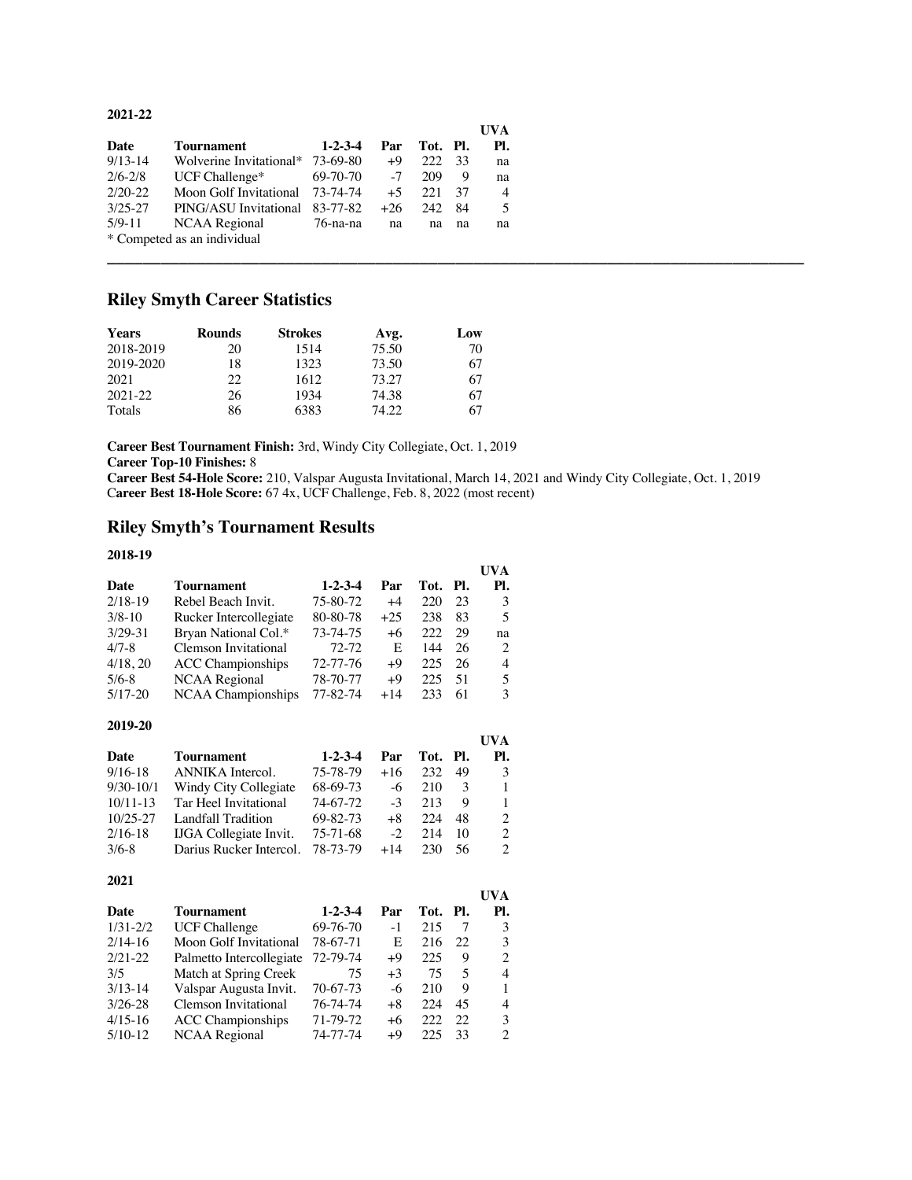**2021-22**

| Date | Tournament | 1-2-3-4 | Par | Tot. | Pl. | UVA Pl. |
|---|---|---|---|---|---|---|
| 9/13-14 | Wolverine Invitational* | 73-69-80 | +9 | 222 | 33 | na |
| 2/6-2/8 | UCF Challenge* | 69-70-70 | -7 | 209 | 9 | na |
| 2/20-22 | Moon Golf Invitational | 73-74-74 | +5 | 221 | 37 | 4 |
| 3/25-27 | PING/ASU Invitational | 83-77-82 | +26 | 242 | 84 | 5 |
| 5/9-11 | NCAA Regional | 76-na-na | na | na | na | na |

* Competed as an individual

---

## Riley Smyth Career Statistics

| Years | Rounds | Strokes | Avg. | Low |
|---|---|---|---|---|
| 2018-2019 | 20 | 1514 | 75.50 | 70 |
| 2019-2020 | 18 | 1323 | 73.50 | 67 |
| 2021 | 22 | 1612 | 73.27 | 67 |
| 2021-22 | 26 | 1934 | 74.38 | 67 |
| Totals | 86 | 6383 | 74.22 | 67 |

**Career Best Tournament Finish:** 3rd, Windy City Collegiate, Oct. 1, 2019
**Career Top-10 Finishes:** 8
**Career Best 54-Hole Score:** 210, Valspar Augusta Invitational, March 14, 2021 and Windy City Collegiate, Oct. 1, 2019
**Career Best 18-Hole Score:** 67 4x, UCF Challenge, Feb. 8, 2022 (most recent)

## Riley Smyth's Tournament Results

**2018-19**

| Date | Tournament | 1-2-3-4 | Par | Tot. | Pl. | UVA Pl. |
|---|---|---|---|---|---|---|
| 2/18-19 | Rebel Beach Invit. | 75-80-72 | +4 | 220 | 23 | 3 |
| 3/8-10 | Rucker Intercollegiate | 80-80-78 | +25 | 238 | 83 | 5 |
| 3/29-31 | Bryan National Col.* | 73-74-75 | +6 | 222 | 29 | na |
| 4/7-8 | Clemson Invitational | 72-72 | E | 144 | 26 | 2 |
| 4/18, 20 | ACC Championships | 72-77-76 | +9 | 225 | 26 | 4 |
| 5/6-8 | NCAA Regional | 78-70-77 | +9 | 225 | 51 | 5 |
| 5/17-20 | NCAA Championships | 77-82-74 | +14 | 233 | 61 | 3 |

**2019-20**

| Date | Tournament | 1-2-3-4 | Par | Tot. | Pl. | UVA Pl. |
|---|---|---|---|---|---|---|
| 9/16-18 | ANNIKA Intercol. | 75-78-79 | +16 | 232 | 49 | 3 |
| 9/30-10/1 | Windy City Collegiate | 68-69-73 | -6 | 210 | 3 | 1 |
| 10/11-13 | Tar Heel Invitational | 74-67-72 | -3 | 213 | 9 | 1 |
| 10/25-27 | Landfall Tradition | 69-82-73 | +8 | 224 | 48 | 2 |
| 2/16-18 | IJGA Collegiate Invit. | 75-71-68 | -2 | 214 | 10 | 2 |
| 3/6-8 | Darius Rucker Intercol. | 78-73-79 | +14 | 230 | 56 | 2 |

**2021**

| Date | Tournament | 1-2-3-4 | Par | Tot. | Pl. | UVA Pl. |
|---|---|---|---|---|---|---|
| 1/31-2/2 | UCF Challenge | 69-76-70 | -1 | 215 | 7 | 3 |
| 2/14-16 | Moon Golf Invitational | 78-67-71 | E | 216 | 22 | 3 |
| 2/21-22 | Palmetto Intercollegiate | 72-79-74 | +9 | 225 | 9 | 2 |
| 3/5 | Match at Spring Creek | 75 | +3 | 75 | 5 | 4 |
| 3/13-14 | Valspar Augusta Invit. | 70-67-73 | -6 | 210 | 9 | 1 |
| 3/26-28 | Clemson Invitational | 76-74-74 | +8 | 224 | 45 | 4 |
| 4/15-16 | ACC Championships | 71-79-72 | +6 | 222 | 22 | 3 |
| 5/10-12 | NCAA Regional | 74-77-74 | +9 | 225 | 33 | 2 |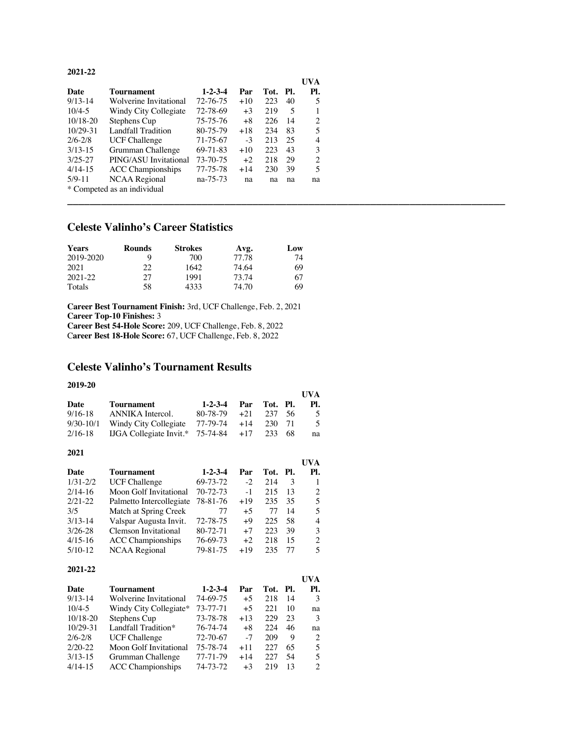**2021-22**

| Date | Tournament | 1-2-3-4 | Par | Tot. | Pl. | UVA Pl. |
|---|---|---|---|---|---|---|
| 9/13-14 | Wolverine Invitational | 72-76-75 | +10 | 223 | 40 | 5 |
| 10/4-5 | Windy City Collegiate | 72-78-69 | +3 | 219 | 5 | 1 |
| 10/18-20 | Stephens Cup | 75-75-76 | +8 | 226 | 14 | 2 |
| 10/29-31 | Landfall Tradition | 80-75-79 | +18 | 234 | 83 | 5 |
| 2/6-2/8 | UCF Challenge | 71-75-67 | -3 | 213 | 25 | 4 |
| 3/13-15 | Grumman Challenge | 69-71-83 | +10 | 223 | 43 | 3 |
| 3/25-27 | PING/ASU Invitational | 73-70-75 | +2 | 218 | 29 | 2 |
| 4/14-15 | ACC Championships | 77-75-78 | +14 | 230 | 39 | 5 |
| 5/9-11 | NCAA Regional | na-75-73 | na | na | na | na |

* Competed as an individual

---

## Celeste Valinho's Career Statistics

| Years | Rounds | Strokes | Avg. | Low |
|---|---|---|---|---|
| 2019-2020 | 9 | 700 | 77.78 | 74 |
| 2021 | 22 | 1642 | 74.64 | 69 |
| 2021-22 | 27 | 1991 | 73.74 | 67 |
| Totals | 58 | 4333 | 74.70 | 69 |

**Career Best Tournament Finish:** 3rd, UCF Challenge, Feb. 2, 2021
**Career Top-10 Finishes:** 3
**Career Best 54-Hole Score:** 209, UCF Challenge, Feb. 8, 2022
**Career Best 18-Hole Score:** 67, UCF Challenge, Feb. 8, 2022

## Celeste Valinho's Tournament Results

**2019-20**

| Date | Tournament | 1-2-3-4 | Par | Tot. | Pl. | UVA Pl. |
|---|---|---|---|---|---|---|
| 9/16-18 | ANNIKA Intercol. | 80-78-79 | +21 | 237 | 56 | 5 |
| 9/30-10/1 | Windy City Collegiate | 77-79-74 | +14 | 230 | 71 | 5 |
| 2/16-18 | IJGA Collegiate Invit.* | 75-74-84 | +17 | 233 | 68 | na |

**2021**

| Date | Tournament | 1-2-3-4 | Par | Tot. | Pl. | UVA Pl. |
|---|---|---|---|---|---|---|
| 1/31-2/2 | UCF Challenge | 69-73-72 | -2 | 214 | 3 | 1 |
| 2/14-16 | Moon Golf Invitational | 70-72-73 | -1 | 215 | 13 | 2 |
| 2/21-22 | Palmetto Intercollegiate | 78-81-76 | +19 | 235 | 35 | 5 |
| 3/5 | Match at Spring Creek | 77 | +5 | 77 | 14 | 5 |
| 3/13-14 | Valspar Augusta Invit. | 72-78-75 | +9 | 225 | 58 | 4 |
| 3/26-28 | Clemson Invitational | 80-72-71 | +7 | 223 | 39 | 3 |
| 4/15-16 | ACC Championships | 76-69-73 | +2 | 218 | 15 | 2 |
| 5/10-12 | NCAA Regional | 79-81-75 | +19 | 235 | 77 | 5 |

**2021-22**

| Date | Tournament | 1-2-3-4 | Par | Tot. | Pl. | UVA Pl. |
|---|---|---|---|---|---|---|
| 9/13-14 | Wolverine Invitational | 74-69-75 | +5 | 218 | 14 | 3 |
| 10/4-5 | Windy City Collegiate* | 73-77-71 | +5 | 221 | 10 | na |
| 10/18-20 | Stephens Cup | 73-78-78 | +13 | 229 | 23 | 3 |
| 10/29-31 | Landfall Tradition* | 76-74-74 | +8 | 224 | 46 | na |
| 2/6-2/8 | UCF Challenge | 72-70-67 | -7 | 209 | 9 | 2 |
| 2/20-22 | Moon Golf Invitational | 75-78-74 | +11 | 227 | 65 | 5 |
| 3/13-15 | Grumman Challenge | 77-71-79 | +14 | 227 | 54 | 5 |
| 4/14-15 | ACC Championships | 74-73-72 | +3 | 219 | 13 | 2 |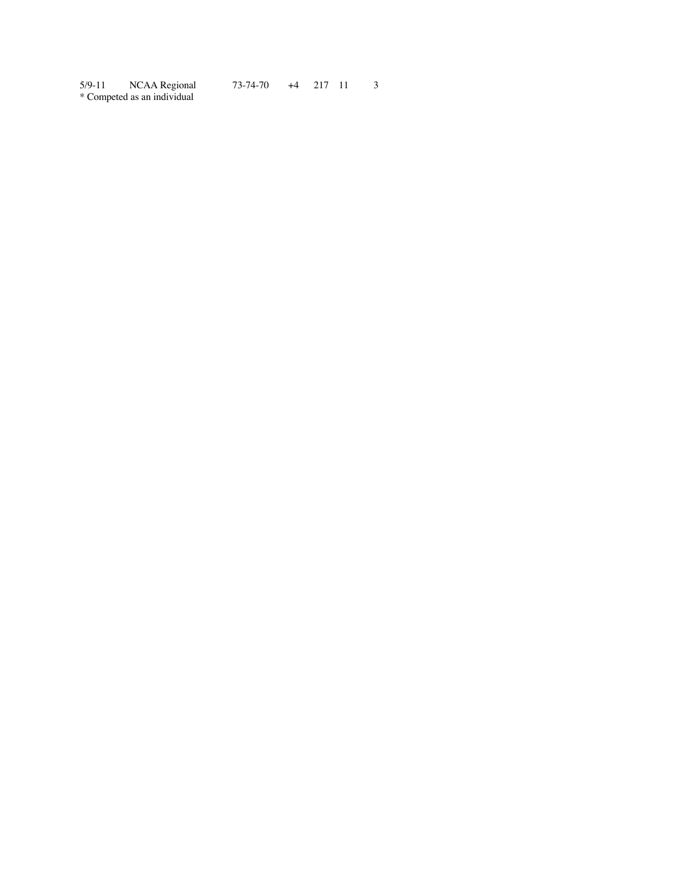| | | | | | | |
|---|---|---|---|---|---|---|
| 5/9-11 | NCAA Regional | 73-74-70 | +4 | 217 | 11 | 3 |

* Competed as an individual